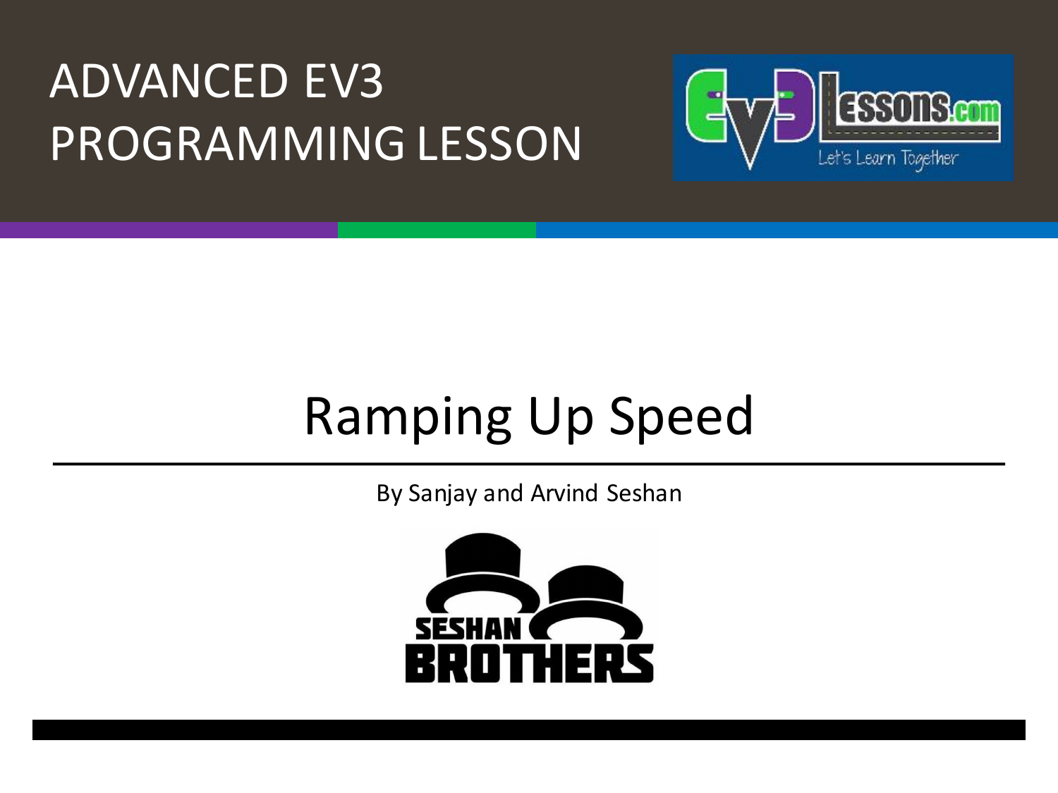# ADVANCED EV3 PROGRAMMING LESSON

## Ramping Up Speed

By Sanjay and Arvind Seshan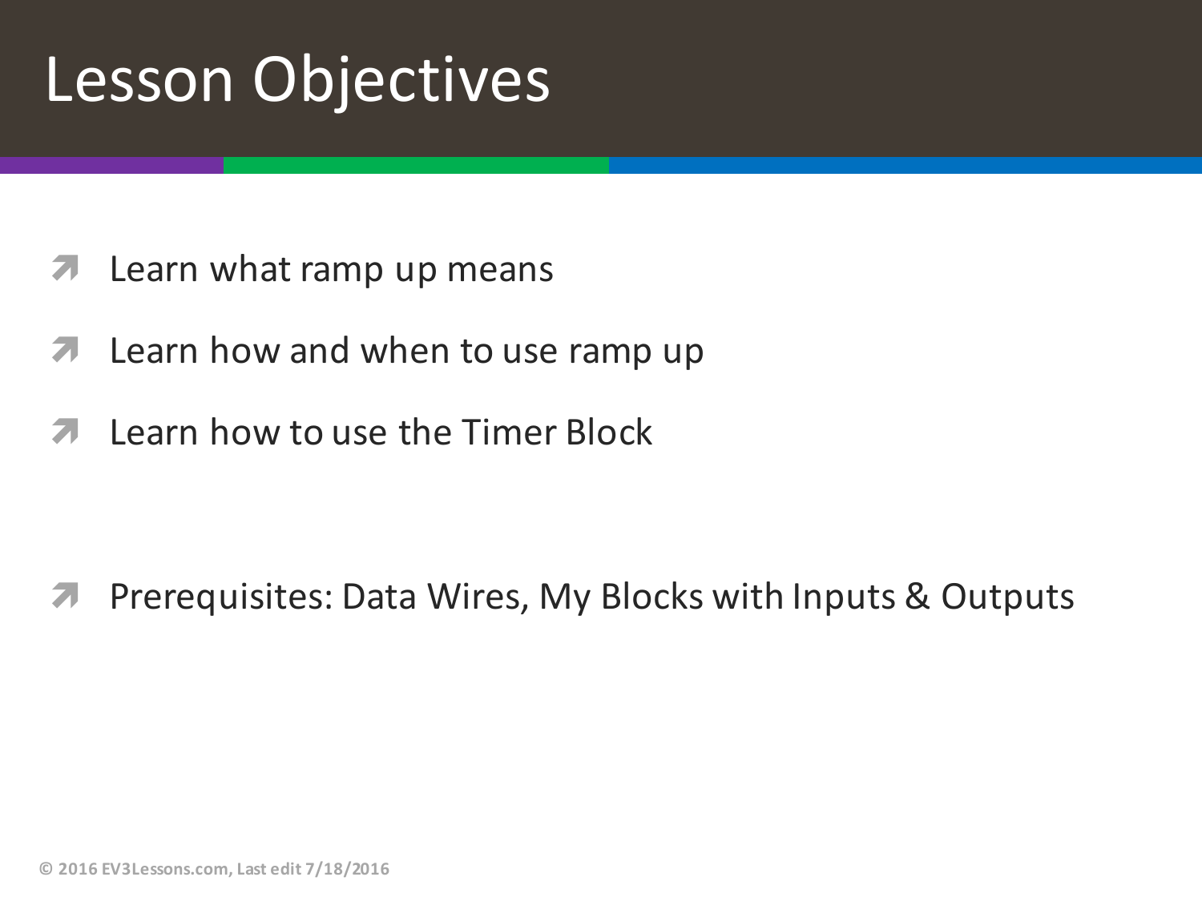# Lesson Objectives

- Learn what ramp up means
- Learn how and when to use ramp up
- Learn how to use the Timer Block

- Prerequisites: Data Wires, My Blocks with Inputs & Outputs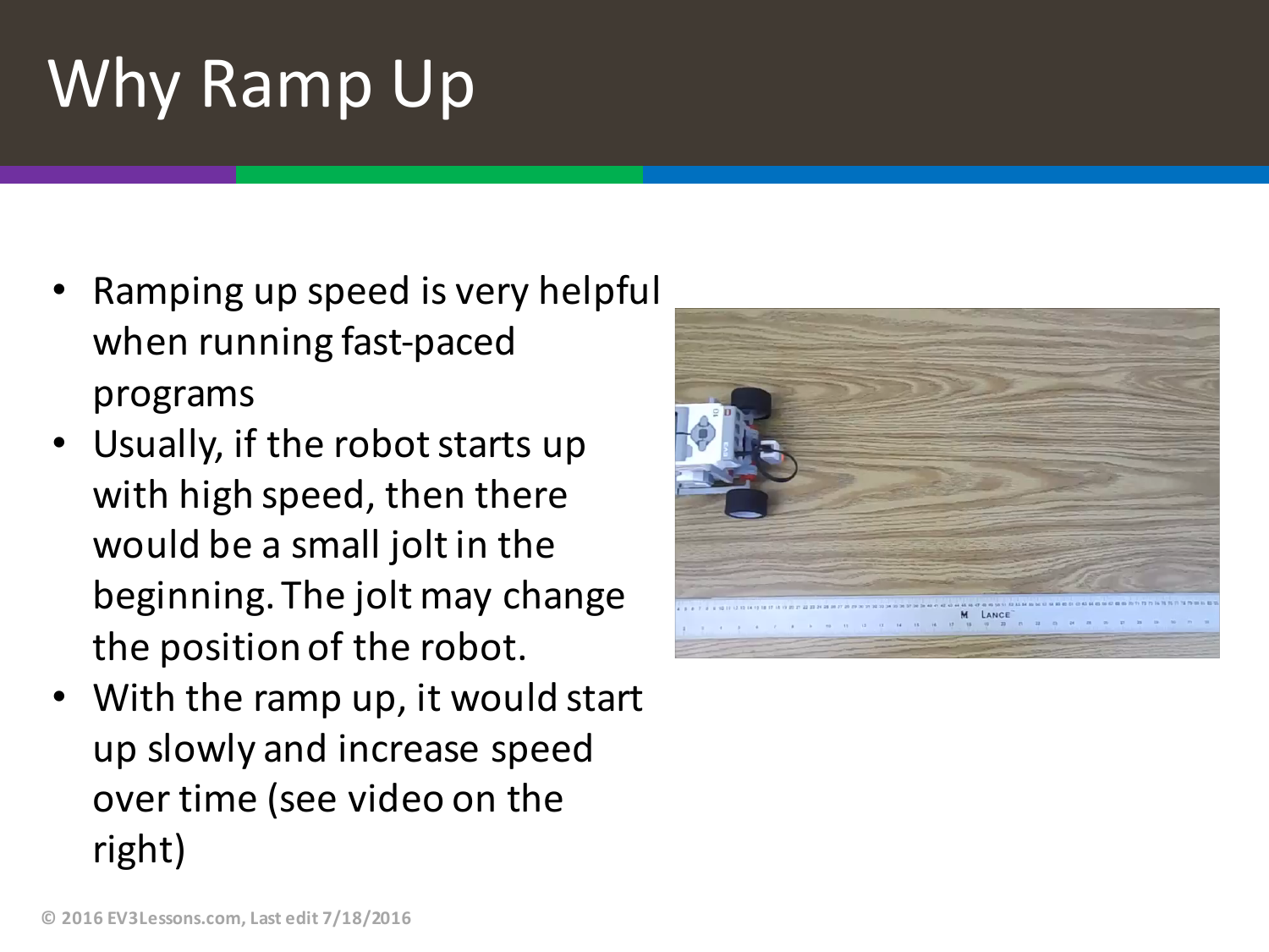# Why Ramp Up

- Ramping up speed is very helpful when running fast-paced programs
- Usually, if the robot starts up with high speed, then there would be a small jolt in the beginning. The jolt may change the position of the robot.
- With the ramp up, it would start up slowly and increase speed over time (see video on the right)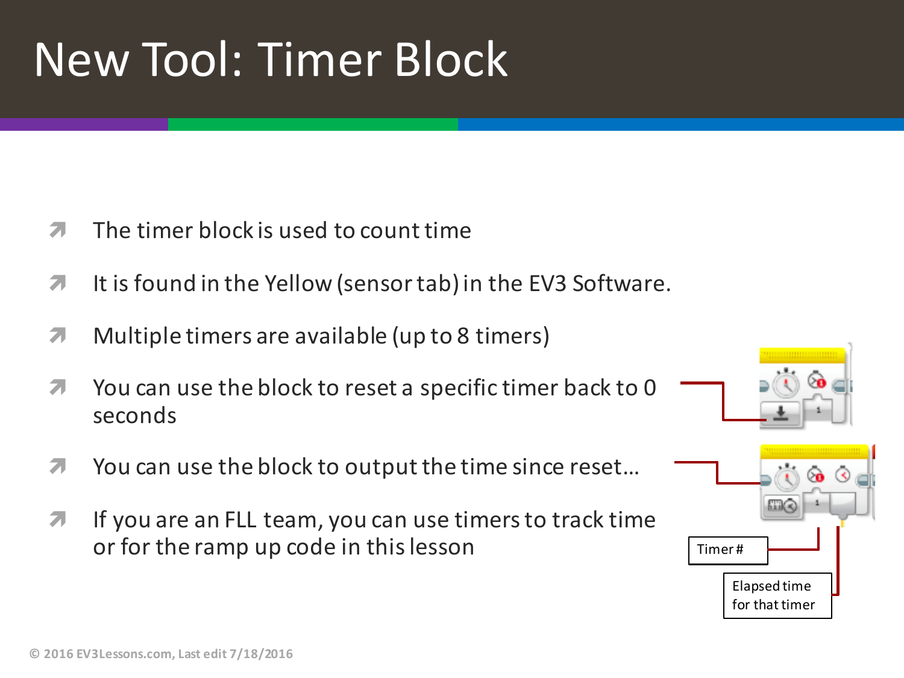# New Tool: Timer Block

- The timer block is used to count time
- It is found in the Yellow (sensor tab) in the EV3 Software.
- Multiple timers are available (up to 8 timers)
- You can use the block to reset a specific timer back to 0 seconds
- You can use the block to output the time since reset…
- If you are an FLL team, you can use timers to track time or for the ramp up code in this lesson

Timer #

Elapsed time for that timer

© 2016 EV3Lessons.com, Last edit 7/18/2016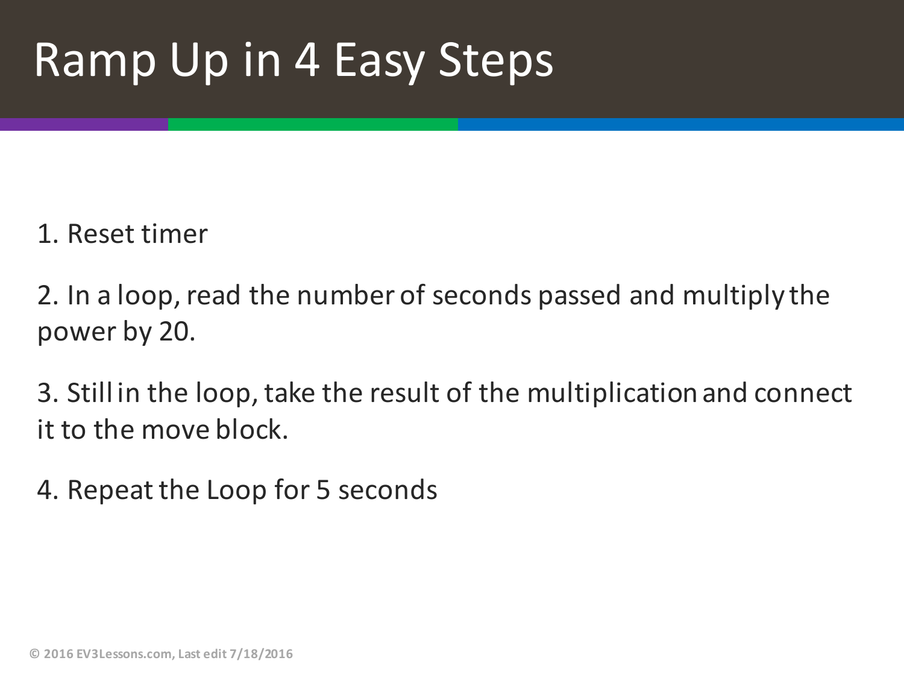# Ramp Up in 4 Easy Steps

1. Reset timer

2. In a loop, read the number of seconds passed and multiply the power by 20.

3. Still in the loop, take the result of the multiplication and connect it to the move block.

4. Repeat the Loop for 5 seconds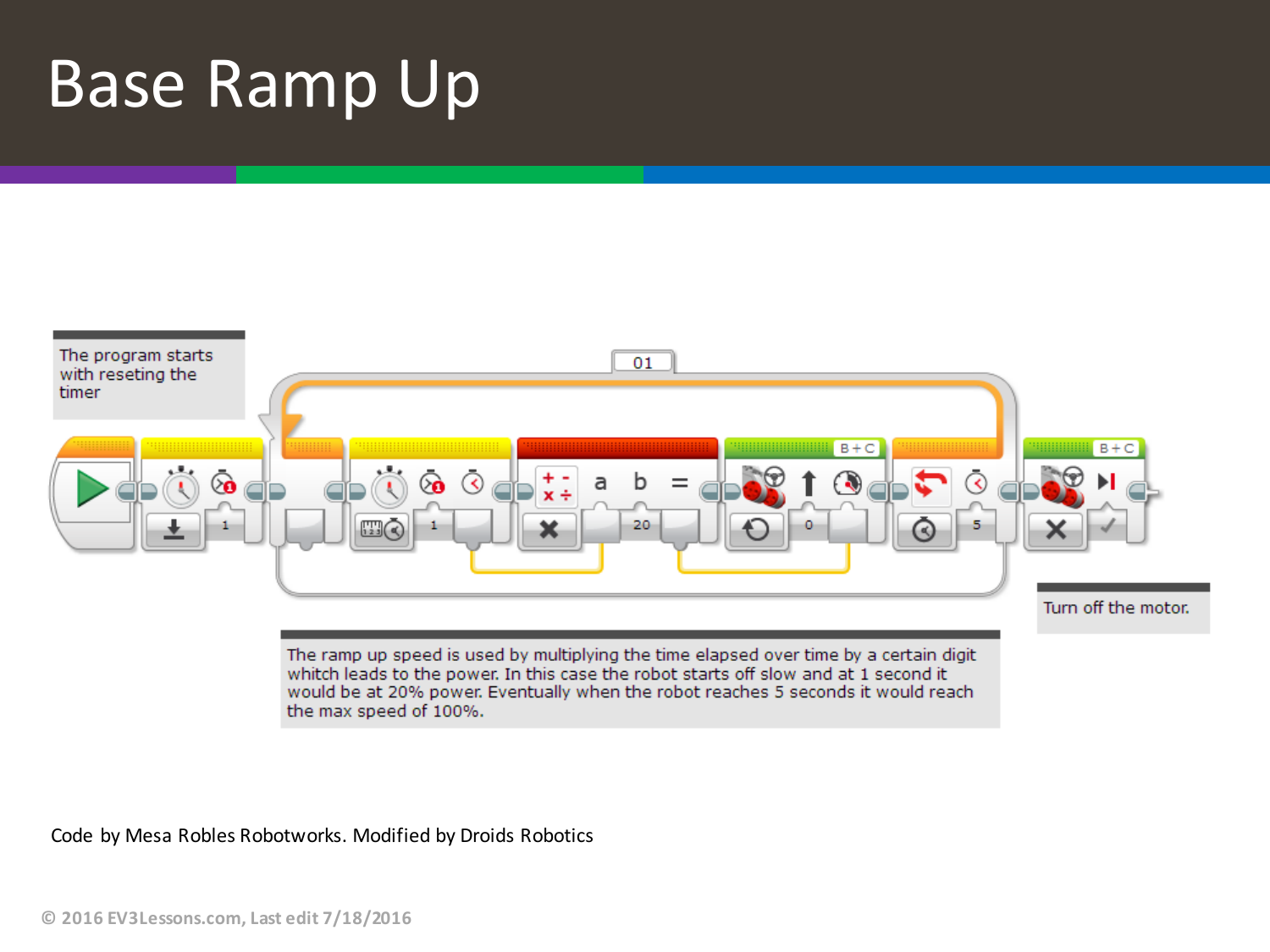# Base Ramp Up

The program starts with reseting the timer

The ramp up speed is used by multiplying the time elapsed over time by a certain digit whitch leads to the power. In this case the robot starts off slow and at 1 second it would be at 20% power. Eventually when the robot reaches 5 seconds it would reach the max speed of 100%.

Turn off the motor.

Code by Mesa Robles Robotworks. Modified by Droids Robotics

© 2016 EV3Lessons.com, Last edit 7/18/2016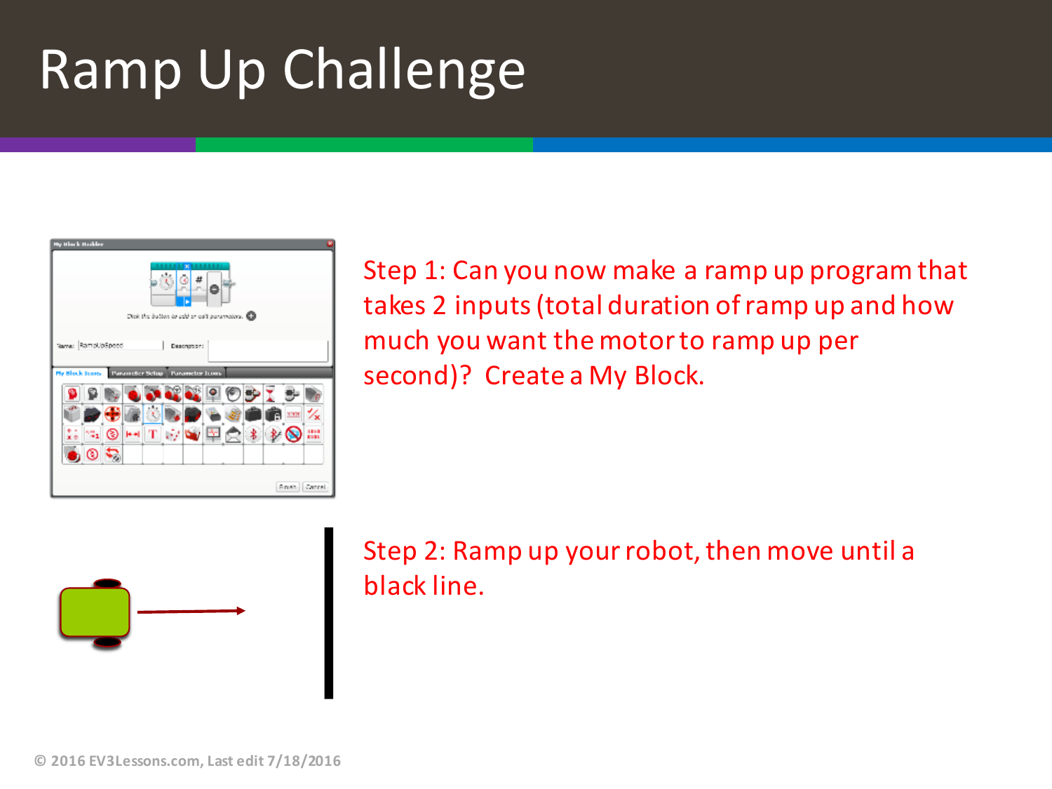# Ramp Up Challenge

Step 1: Can you now make a ramp up program that takes 2 inputs (total duration of ramp up and how much you want the motor to ramp up per second)? Create a My Block.

Step 2: Ramp up your robot, then move until a black line.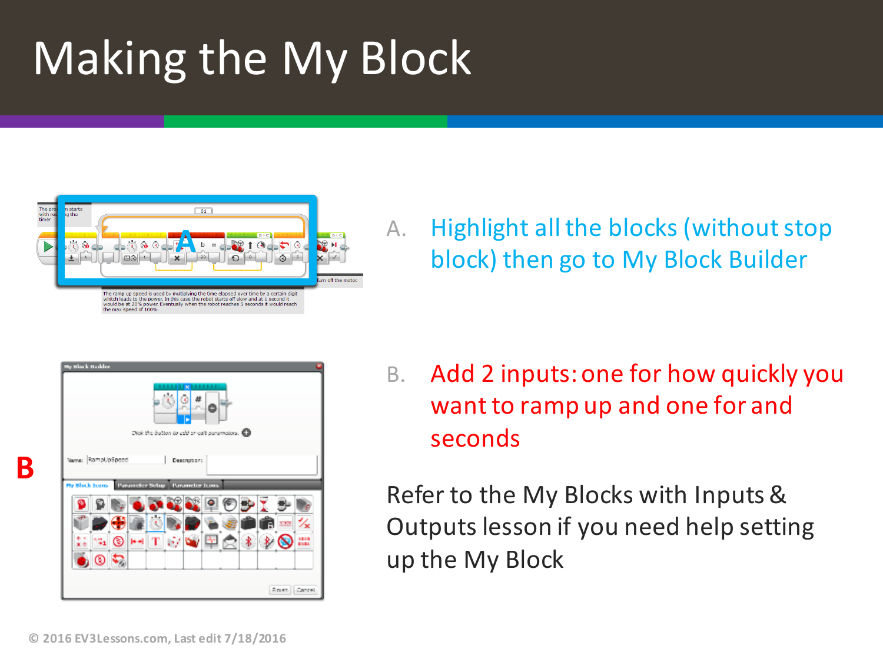# Making the My Block

A. Highlight all the blocks (without stop block) then go to My Block Builder

B. Add 2 inputs: one for how quickly you want to ramp up and one for and seconds

Refer to the My Blocks with Inputs & Outputs lesson if you need help setting up the My Block

© 2016 EV3Lessons.com, Last edit 7/18/2016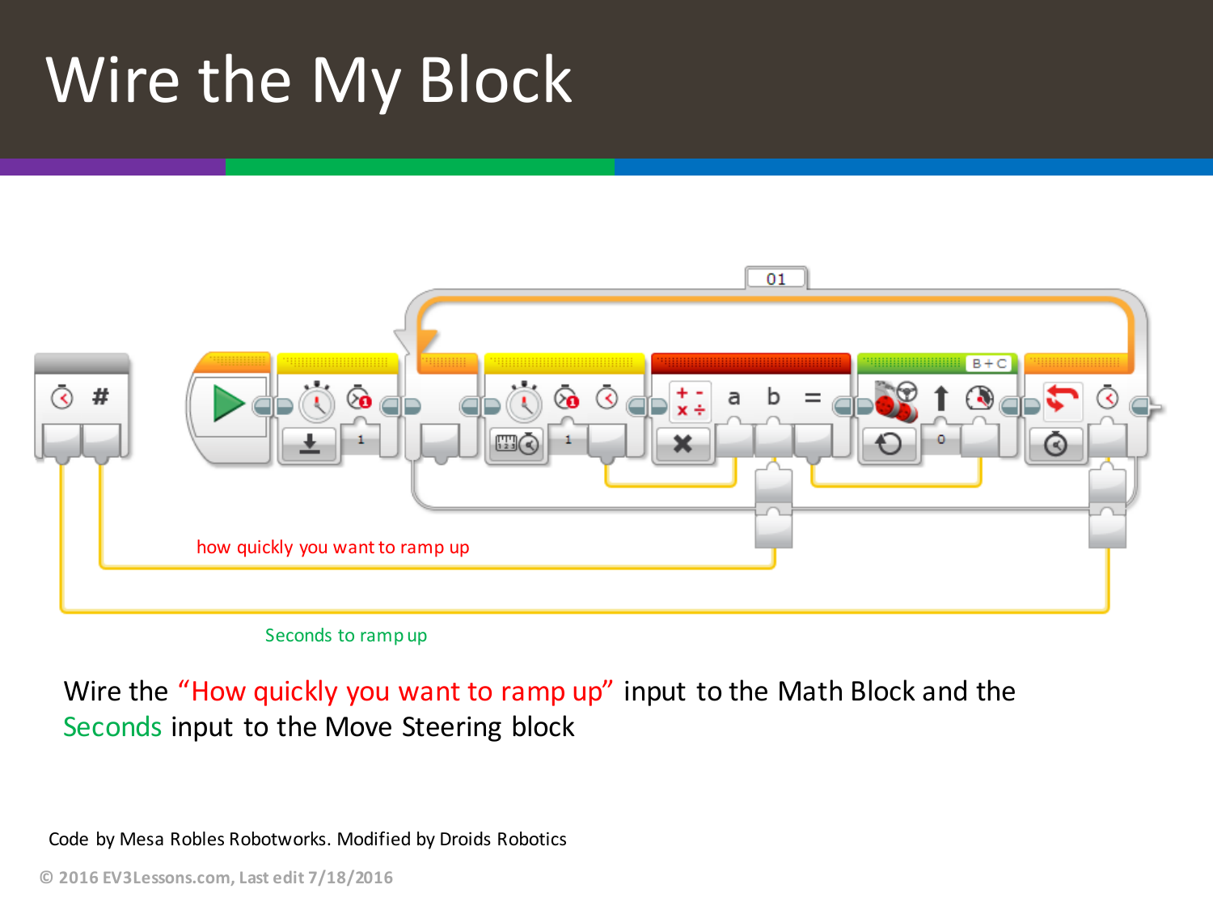# Wire the My Block

how quickly you want to ramp up

Seconds to ramp up

Wire the "How quickly you want to ramp up" input to the Math Block and the Seconds input to the Move Steering block

Code by Mesa Robles Robotworks. Modified by Droids Robotics

© 2016 EV3Lessons.com, Last edit 7/18/2016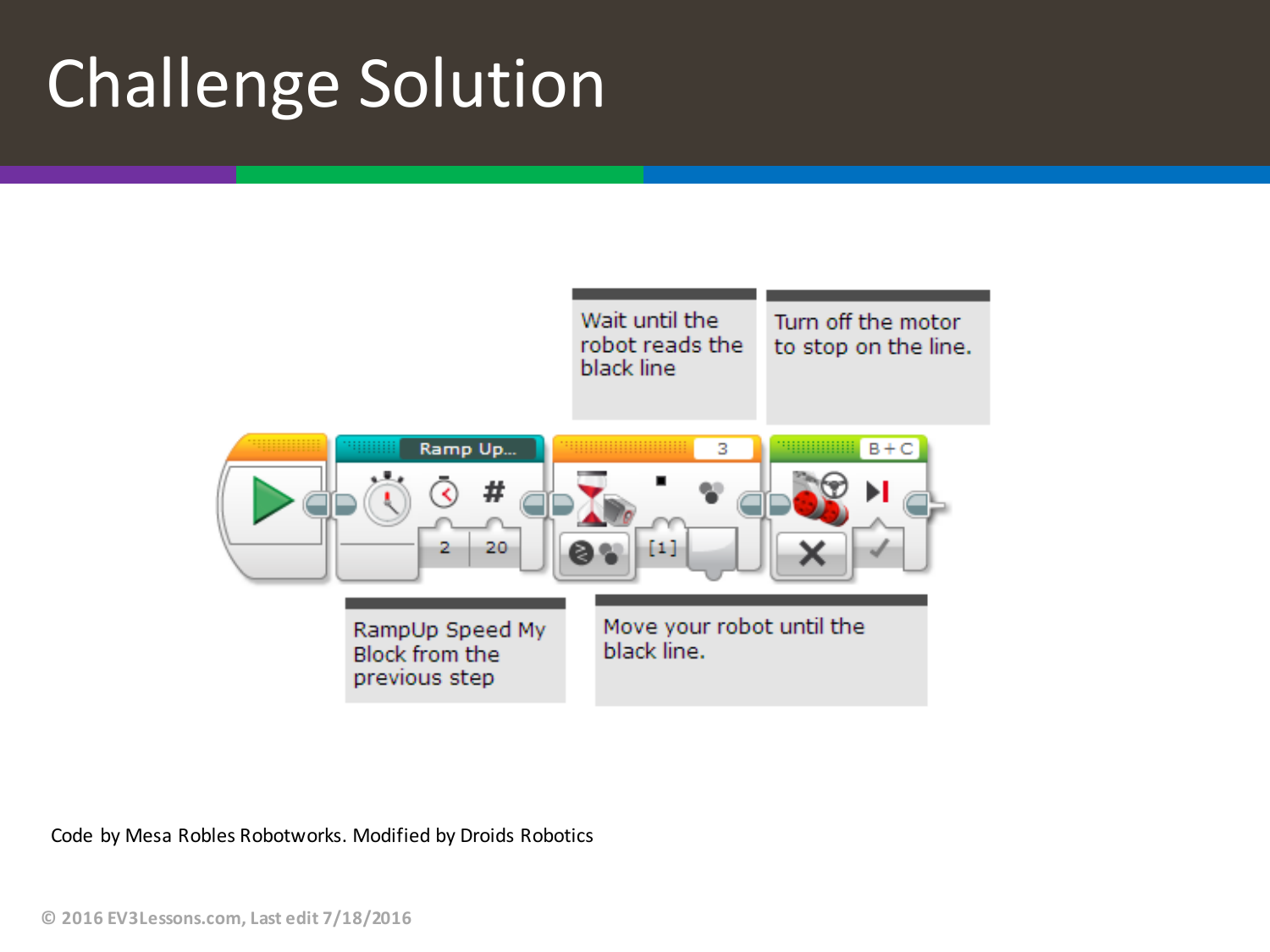# Challenge Solution

Wait until the robot reads the black line

Turn off the motor to stop on the line.

RampUp Speed My Block from the previous step

Move your robot until the black line.

Code by Mesa Robles Robotworks. Modified by Droids Robotics

© 2016 EV3Lessons.com, Last edit 7/18/2016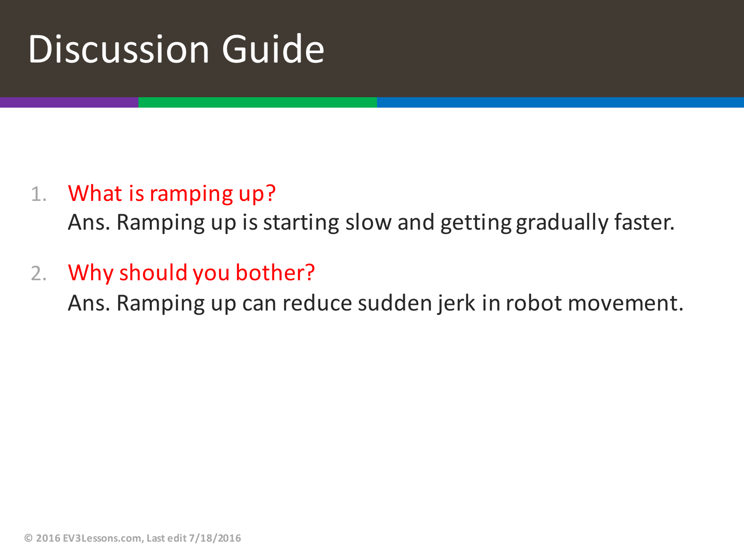# Discussion Guide

1. What is ramping up?
   Ans. Ramping up is starting slow and getting gradually faster.
2. Why should you bother?
   Ans. Ramping up can reduce sudden jerk in robot movement.

© 2016 EV3Lessons.com, Last edit 7/18/2016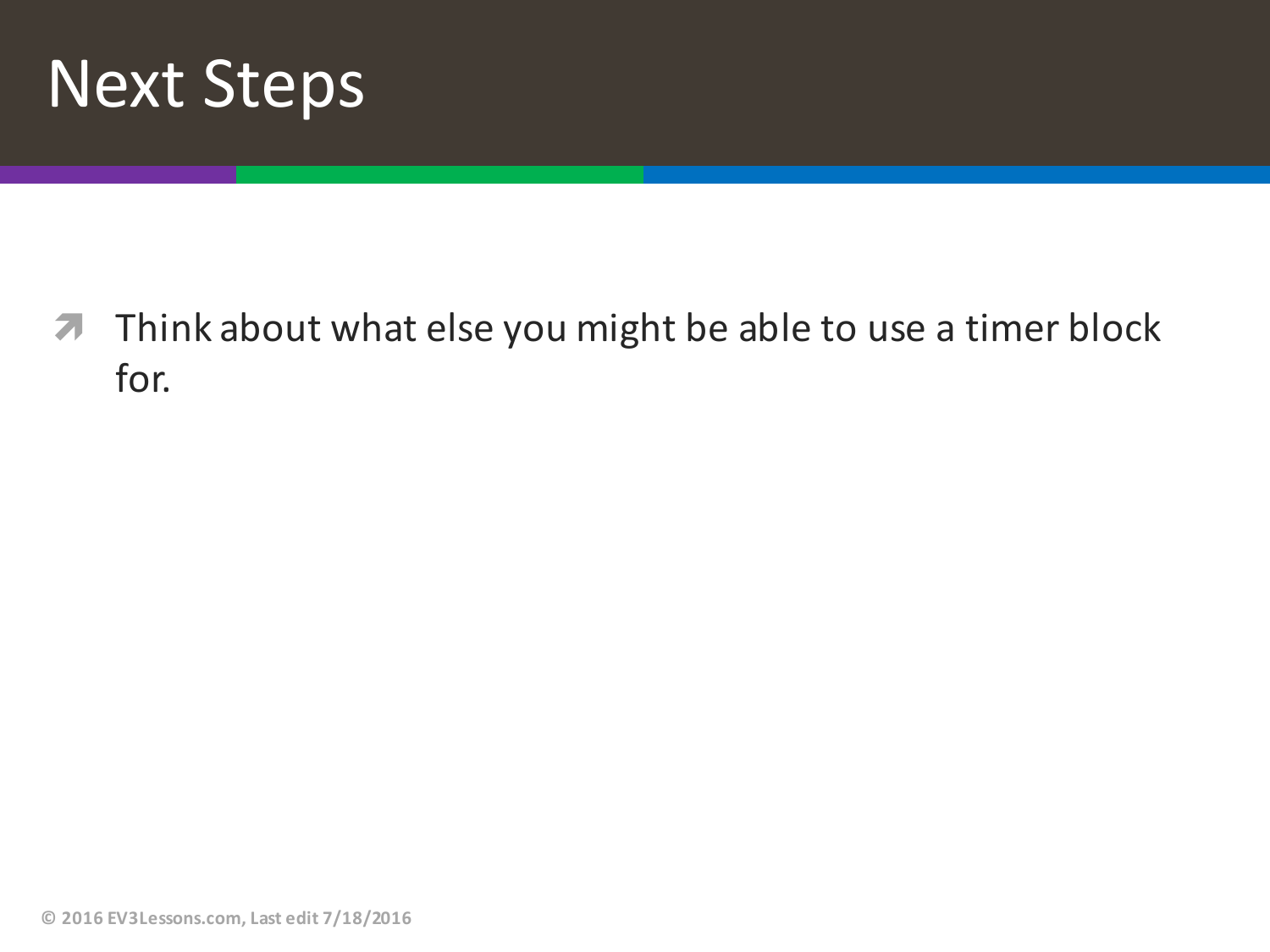# Next Steps

- Think about what else you might be able to use a timer block for.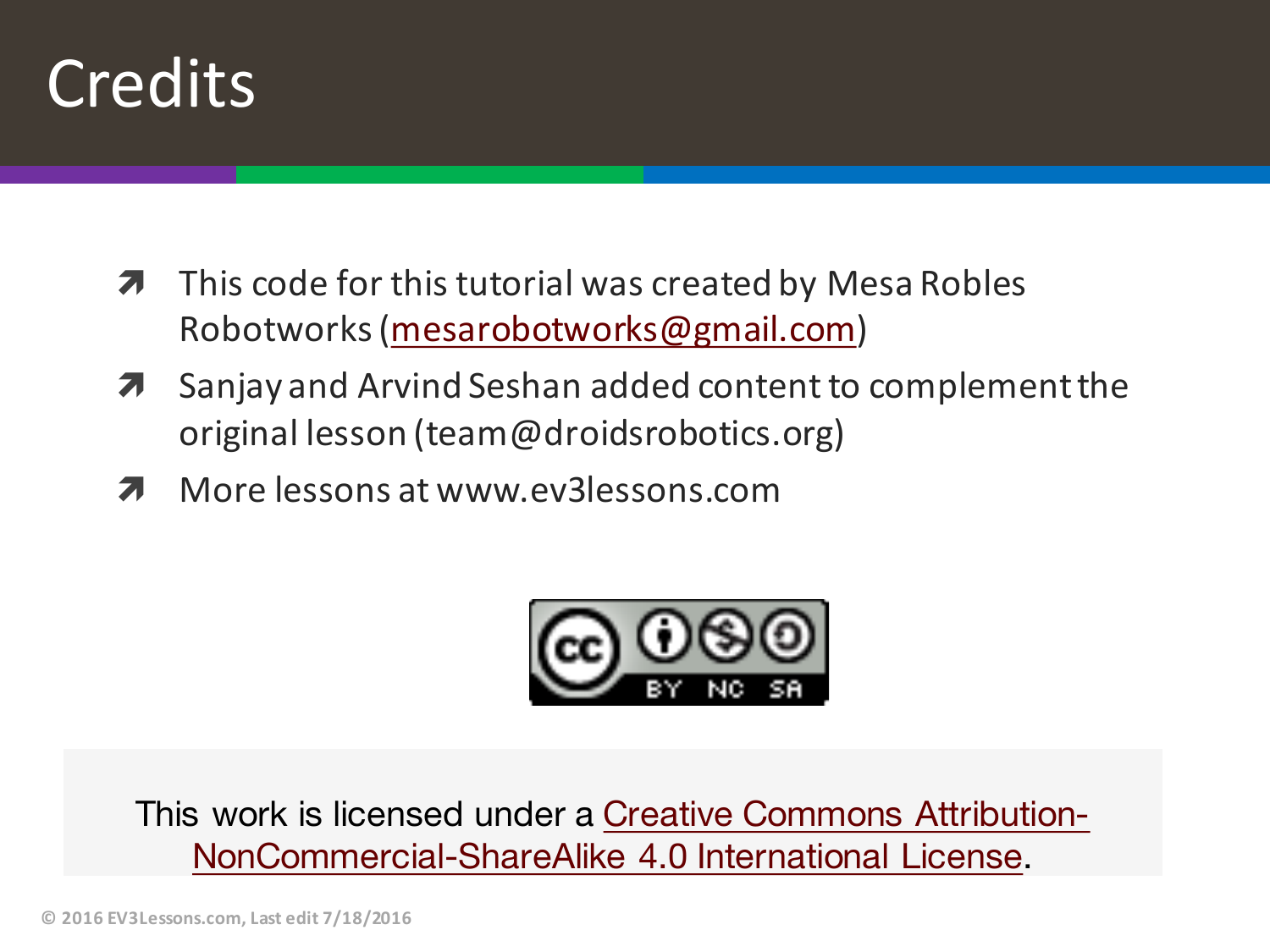# Credits

- This code for this tutorial was created by Mesa Robles Robotworks (mesarobotworks@gmail.com)
- Sanjay and Arvind Seshan added content to complement the original lesson (team@droidsrobotics.org)
- More lessons at www.ev3lessons.com

This work is licensed under a Creative Commons Attribution-NonCommercial-ShareAlike 4.0 International License.

© 2016 EV3Lessons.com, Last edit 7/18/2016